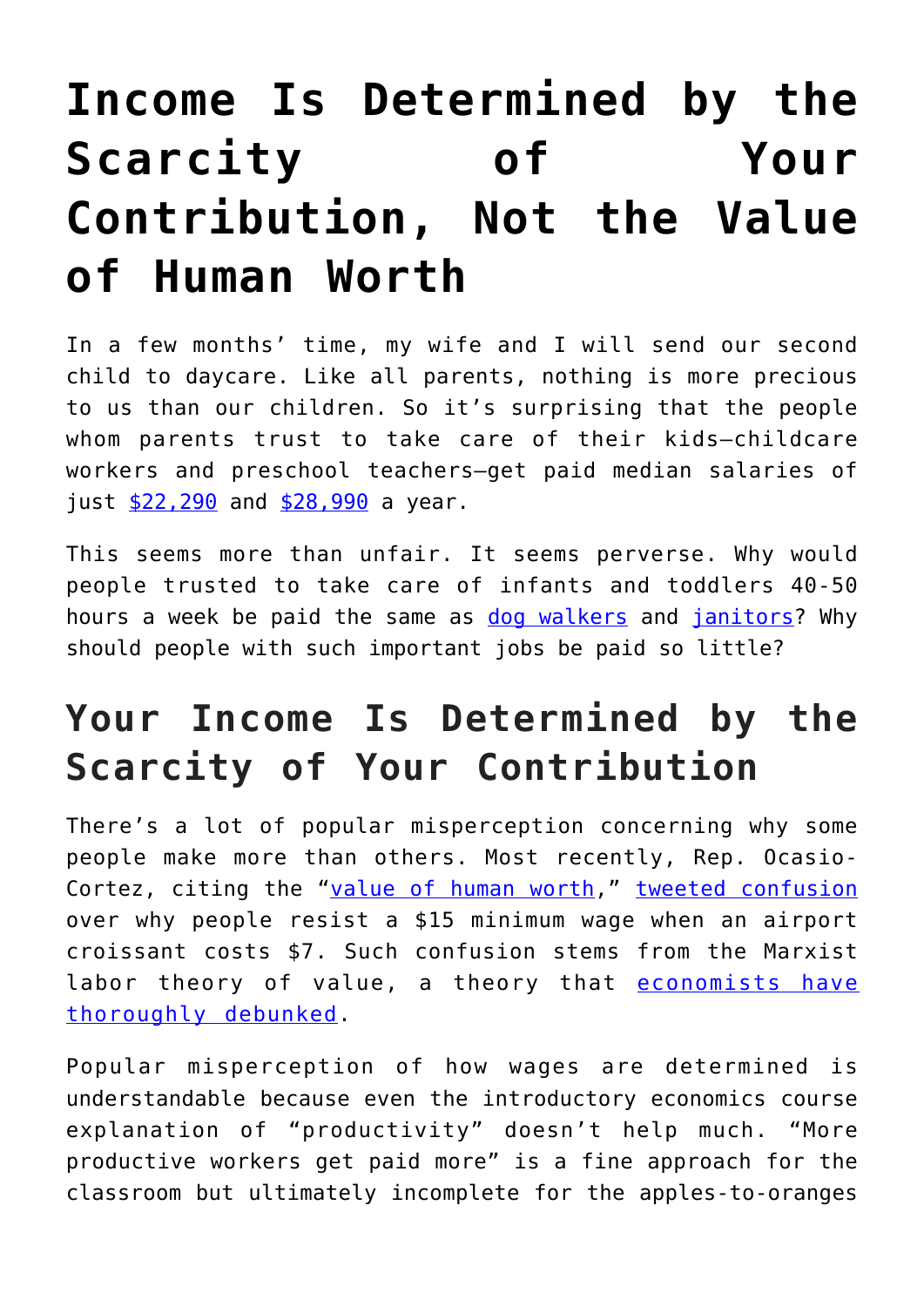# Income Is Determined by the Scarcity of Your Contribution, Not the Value of Human Worth

In a few months' time, my wife and I will send our second child to daycare. Like all parents, nothing is more precious to us than our children. So it's surprising that the people whom parents trust to take care of their kids—childcare workers and preschool teachers—get paid median salaries of just $22,290 and $28,990 a year.

This seems more than unfair. It seems perverse. Why would people trusted to take care of infants and toddlers 40-50 hours a week be paid the same as dog walkers and janitors? Why should people with such important jobs be paid so little?

## Your Income Is Determined by the Scarcity of Your Contribution

There's a lot of popular misperception concerning why some people make more than others. Most recently, Rep. Ocasio-Cortez, citing the "value of human worth," tweeted confusion over why people resist a $15 minimum wage when an airport croissant costs $7. Such confusion stems from the Marxist labor theory of value, a theory that economists have thoroughly debunked.

Popular misperception of how wages are determined is understandable because even the introductory economics course explanation of "productivity" doesn't help much. "More productive workers get paid more" is a fine approach for the classroom but ultimately incomplete for the apples-to-oranges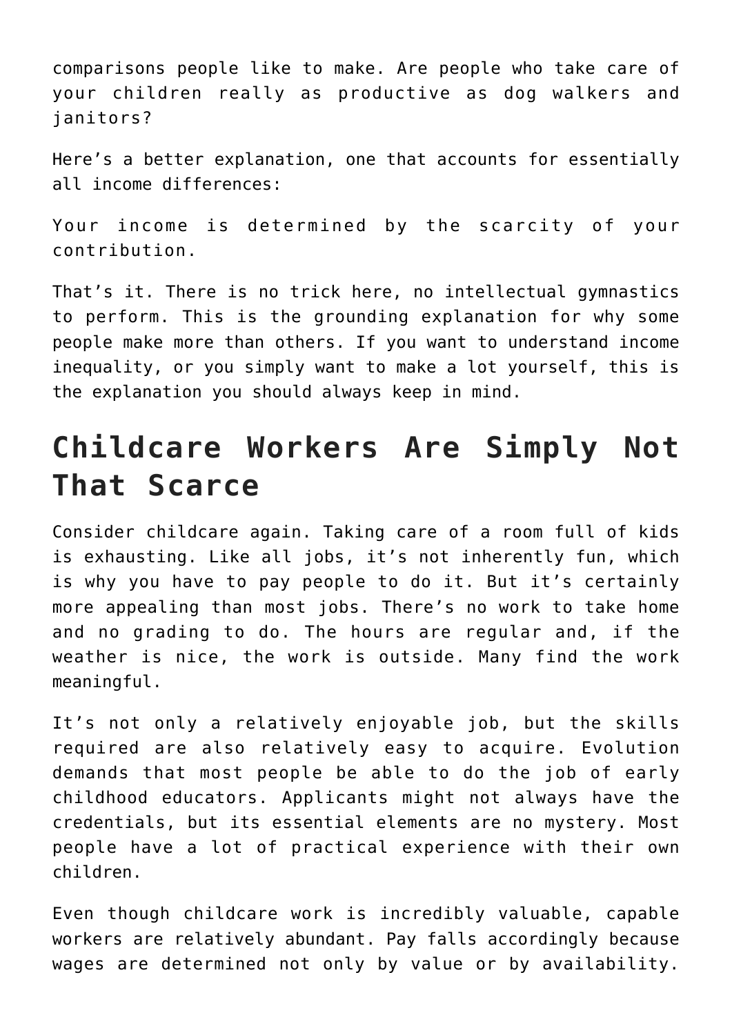comparisons people like to make. Are people who take care of your children really as productive as dog walkers and janitors?

Here's a better explanation, one that accounts for essentially all income differences:

Your income is determined by the scarcity of your contribution.

That's it. There is no trick here, no intellectual gymnastics to perform. This is the grounding explanation for why some people make more than others. If you want to understand income inequality, or you simply want to make a lot yourself, this is the explanation you should always keep in mind.

## Childcare Workers Are Simply Not That Scarce

Consider childcare again. Taking care of a room full of kids is exhausting. Like all jobs, it's not inherently fun, which is why you have to pay people to do it. But it's certainly more appealing than most jobs. There's no work to take home and no grading to do. The hours are regular and, if the weather is nice, the work is outside. Many find the work meaningful.

It's not only a relatively enjoyable job, but the skills required are also relatively easy to acquire. Evolution demands that most people be able to do the job of early childhood educators. Applicants might not always have the credentials, but its essential elements are no mystery. Most people have a lot of practical experience with their own children.

Even though childcare work is incredibly valuable, capable workers are relatively abundant. Pay falls accordingly because wages are determined not only by value or by availability.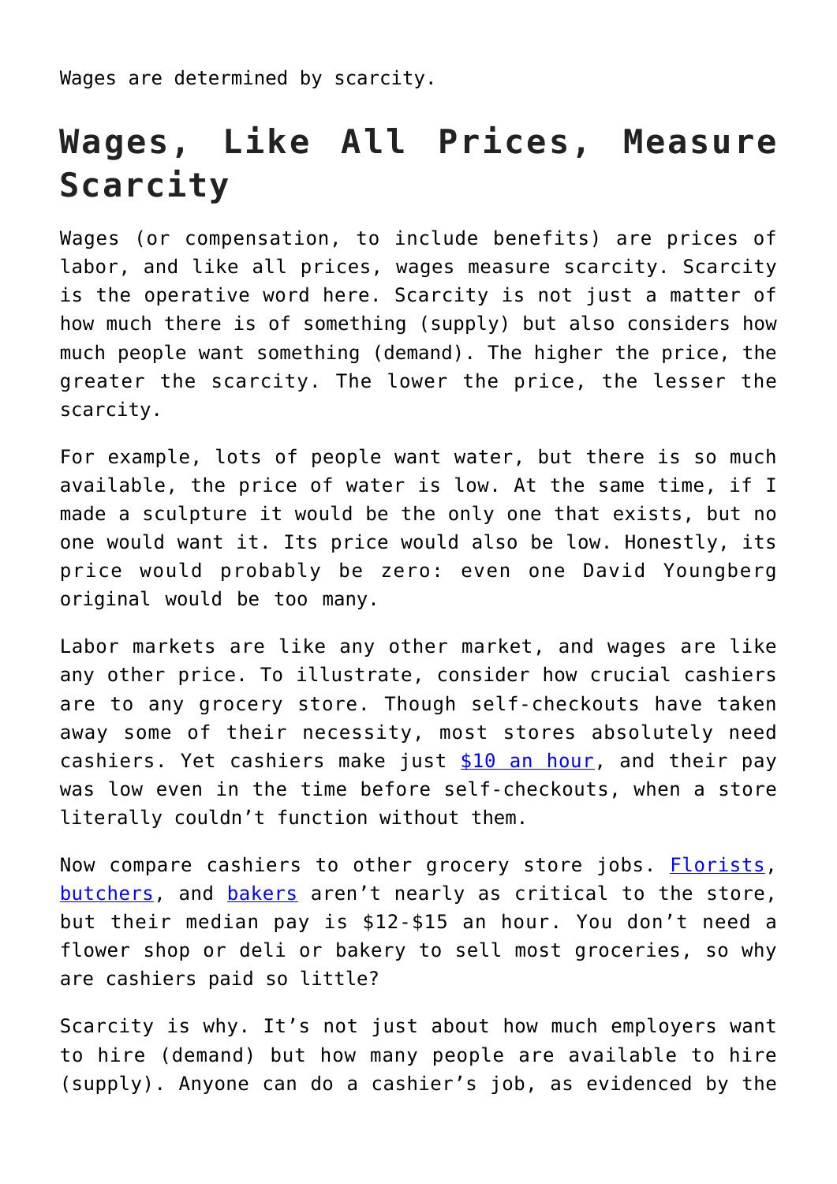Wages are determined by scarcity.

## Wages, Like All Prices, Measure Scarcity

Wages (or compensation, to include benefits) are prices of labor, and like all prices, wages measure scarcity. Scarcity is the operative word here. Scarcity is not just a matter of how much there is of something (supply) but also considers how much people want something (demand). The higher the price, the greater the scarcity. The lower the price, the lesser the scarcity.

For example, lots of people want water, but there is so much available, the price of water is low. At the same time, if I made a sculpture it would be the only one that exists, but no one would want it. Its price would also be low. Honestly, its price would probably be zero: even one David Youngberg original would be too many.

Labor markets are like any other market, and wages are like any other price. To illustrate, consider how crucial cashiers are to any grocery store. Though self-checkouts have taken away some of their necessity, most stores absolutely need cashiers. Yet cashiers make just [$10 an hour], and their pay was low even in the time before self-checkouts, when a store literally couldn't function without them.

Now compare cashiers to other grocery store jobs. [Florists], [butchers], and [bakers] aren't nearly as critical to the store, but their median pay is $12-$15 an hour. You don't need a flower shop or deli or bakery to sell most groceries, so why are cashiers paid so little?

Scarcity is why. It's not just about how much employers want to hire (demand) but how many people are available to hire (supply). Anyone can do a cashier's job, as evidenced by the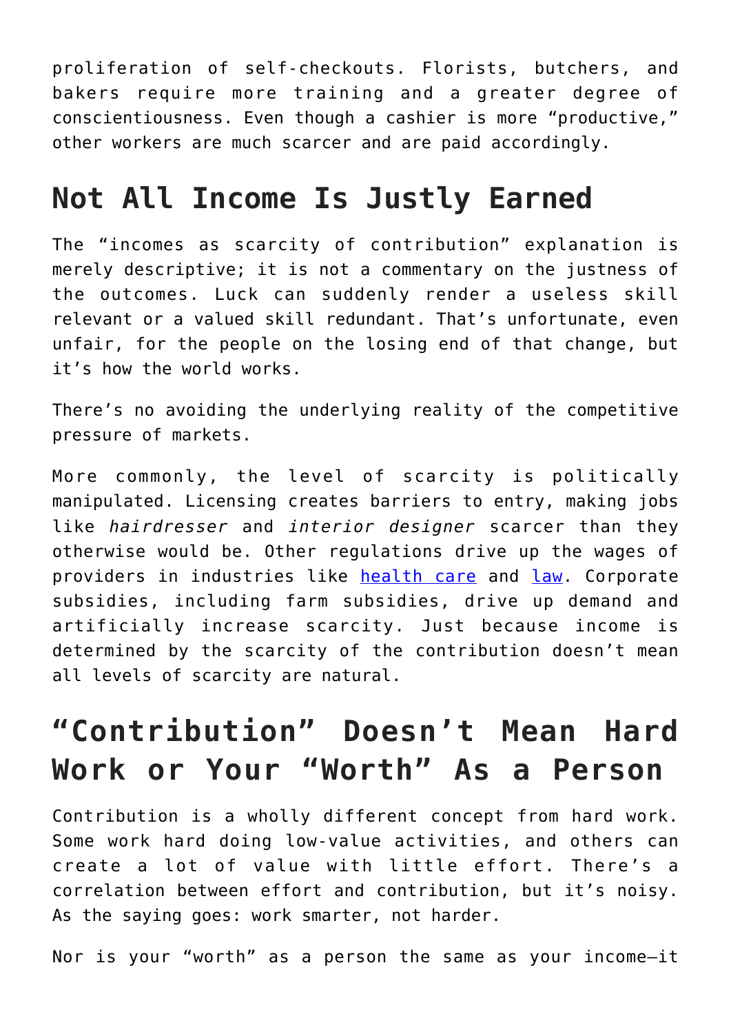proliferation of self-checkouts. Florists, butchers, and bakers require more training and a greater degree of conscientiousness. Even though a cashier is more "productive," other workers are much scarcer and are paid accordingly.

## Not All Income Is Justly Earned

The "incomes as scarcity of contribution" explanation is merely descriptive; it is not a commentary on the justness of the outcomes. Luck can suddenly render a useless skill relevant or a valued skill redundant. That's unfortunate, even unfair, for the people on the losing end of that change, but it's how the world works.

There's no avoiding the underlying reality of the competitive pressure of markets.

More commonly, the level of scarcity is politically manipulated. Licensing creates barriers to entry, making jobs like *hairdresser* and *interior designer* scarcer than they otherwise would be. Other regulations drive up the wages of providers in industries like health care and law. Corporate subsidies, including farm subsidies, drive up demand and artificially increase scarcity. Just because income is determined by the scarcity of the contribution doesn't mean all levels of scarcity are natural.

## "Contribution" Doesn't Mean Hard Work or Your "Worth" As a Person

Contribution is a wholly different concept from hard work. Some work hard doing low-value activities, and others can create a lot of value with little effort. There's a correlation between effort and contribution, but it's noisy. As the saying goes: work smarter, not harder.

Nor is your "worth" as a person the same as your income—it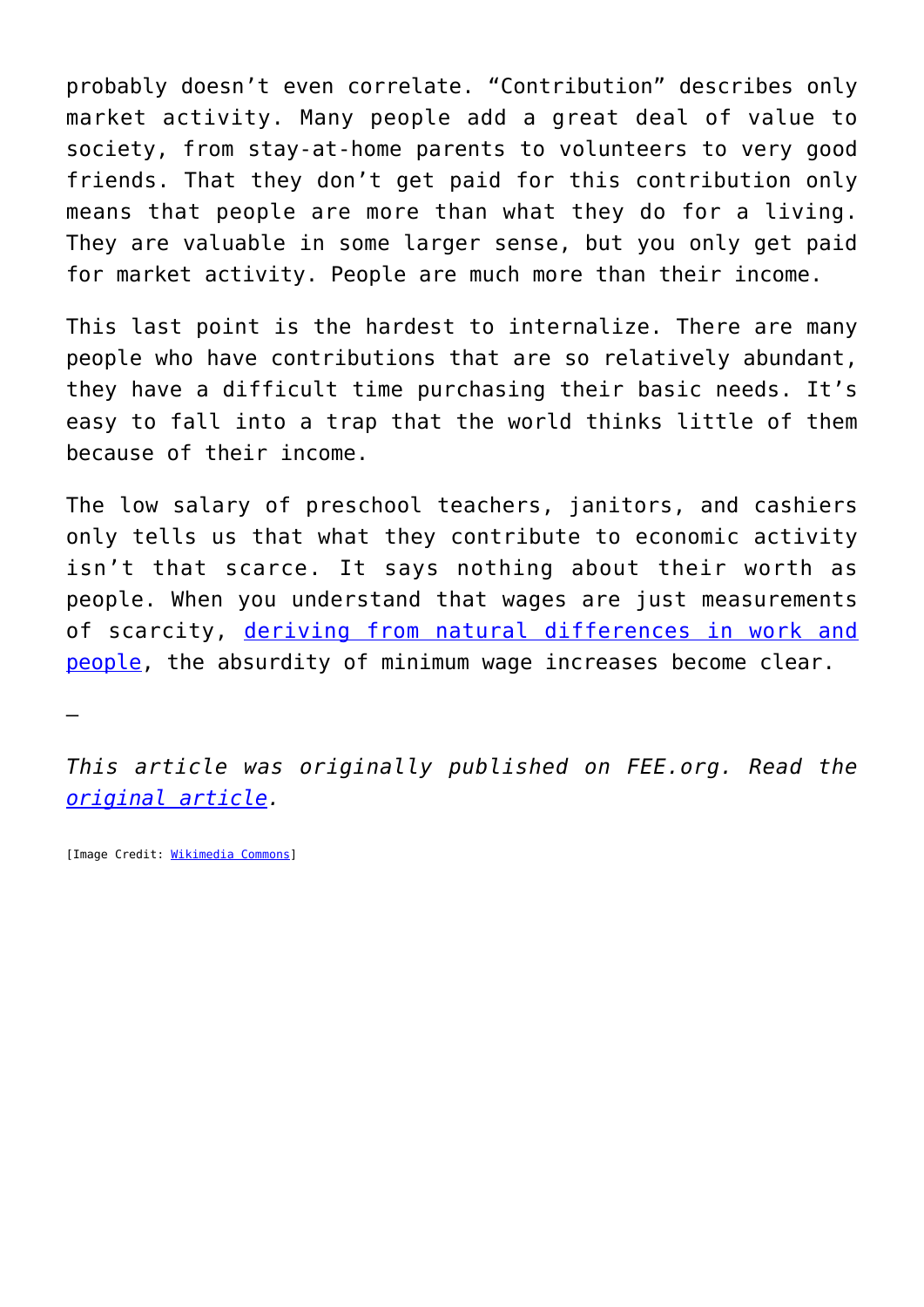probably doesn't even correlate. "Contribution" describes only market activity. Many people add a great deal of value to society, from stay-at-home parents to volunteers to very good friends. That they don't get paid for this contribution only means that people are more than what they do for a living. They are valuable in some larger sense, but you only get paid for market activity. People are much more than their income.

This last point is the hardest to internalize. There are many people who have contributions that are so relatively abundant, they have a difficult time purchasing their basic needs. It's easy to fall into a trap that the world thinks little of them because of their income.

The low salary of preschool teachers, janitors, and cashiers only tells us that what they contribute to economic activity isn't that scarce. It says nothing about their worth as people. When you understand that wages are just measurements of scarcity, [deriving from natural differences in work and people](), the absurdity of minimum wage increases become clear.

—

*This article was originally published on FEE.org. Read the [original article]().*

[Image Credit: [Wikimedia Commons]()]